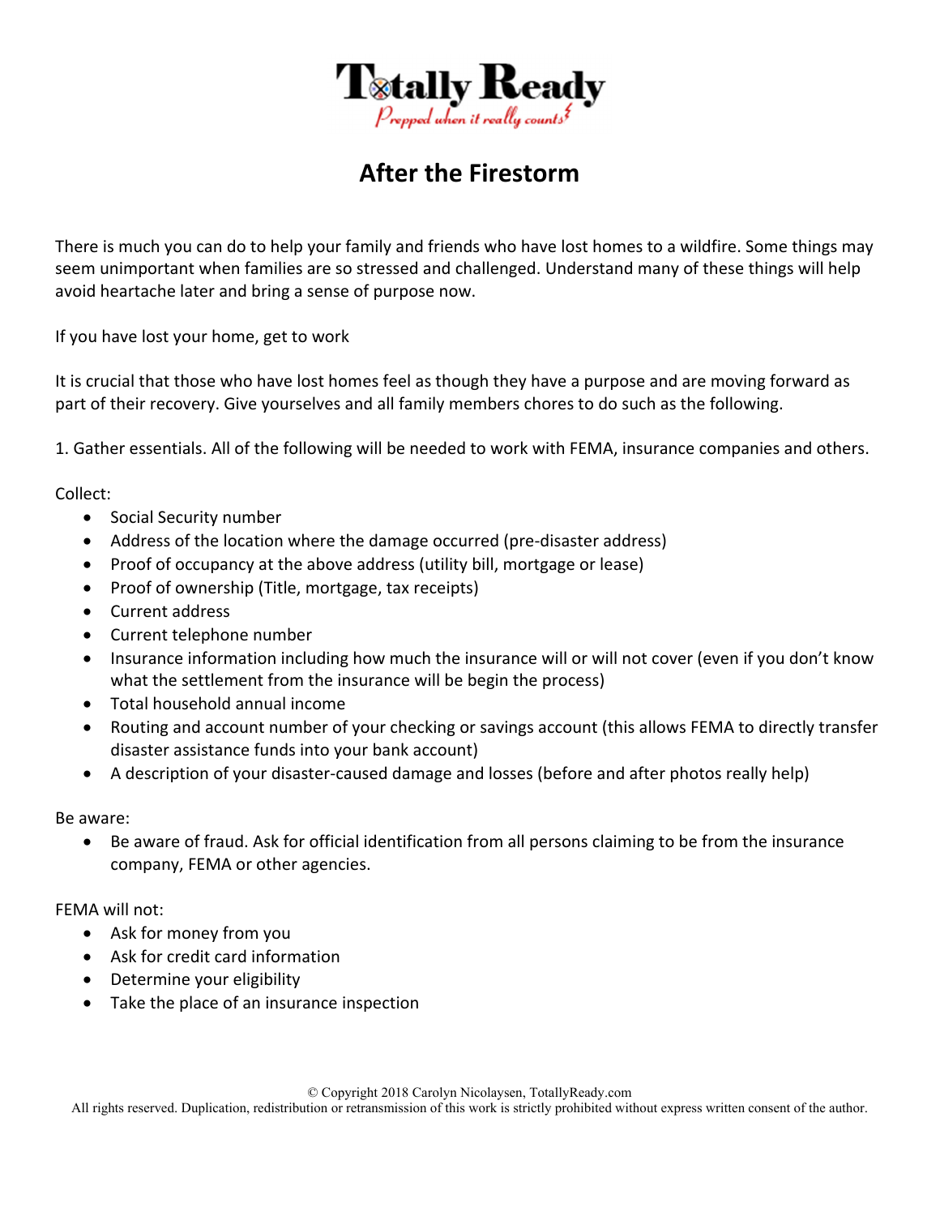Totally Ready
*Prepped when it really counts*

# After the Firestorm

There is much you can do to help your family and friends who have lost homes to a wildfire. Some things may seem unimportant when families are so stressed and challenged. Understand many of these things will help avoid heartache later and bring a sense of purpose now.

If you have lost your home, get to work

It is crucial that those who have lost homes feel as though they have a purpose and are moving forward as part of their recovery. Give yourselves and all family members chores to do such as the following.

1. Gather essentials. All of the following will be needed to work with FEMA, insurance companies and others.

Collect:

- Social Security number
- Address of the location where the damage occurred (pre-disaster address)
- Proof of occupancy at the above address (utility bill, mortgage or lease)
- Proof of ownership (Title, mortgage, tax receipts)
- Current address
- Current telephone number
- Insurance information including how much the insurance will or will not cover (even if you don't know what the settlement from the insurance will be begin the process)
- Total household annual income
- Routing and account number of your checking or savings account (this allows FEMA to directly transfer disaster assistance funds into your bank account)
- A description of your disaster-caused damage and losses (before and after photos really help)

Be aware:

- Be aware of fraud. Ask for official identification from all persons claiming to be from the insurance company, FEMA or other agencies.

FEMA will not:

- Ask for money from you
- Ask for credit card information
- Determine your eligibility
- Take the place of an insurance inspection

© Copyright 2018 Carolyn Nicolaysen, TotallyReady.com
All rights reserved. Duplication, redistribution or retransmission of this work is strictly prohibited without express written consent of the author.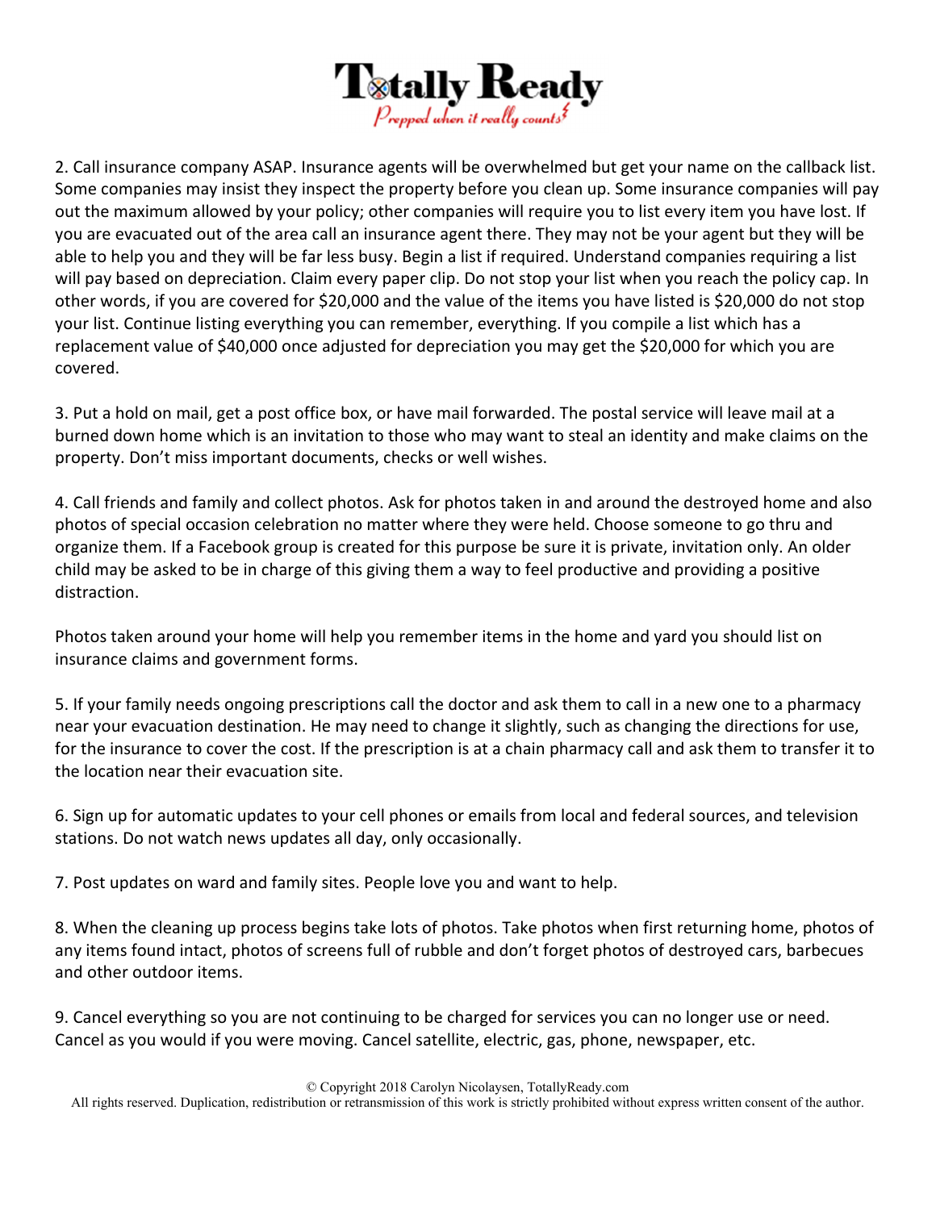2. Call insurance company ASAP. Insurance agents will be overwhelmed but get your name on the callback list. Some companies may insist they inspect the property before you clean up. Some insurance companies will pay out the maximum allowed by your policy; other companies will require you to list every item you have lost. If you are evacuated out of the area call an insurance agent there. They may not be your agent but they will be able to help you and they will be far less busy. Begin a list if required. Understand companies requiring a list will pay based on depreciation. Claim every paper clip. Do not stop your list when you reach the policy cap. In other words, if you are covered for $20,000 and the value of the items you have listed is $20,000 do not stop your list. Continue listing everything you can remember, everything. If you compile a list which has a replacement value of $40,000 once adjusted for depreciation you may get the $20,000 for which you are covered.

3. Put a hold on mail, get a post office box, or have mail forwarded. The postal service will leave mail at a burned down home which is an invitation to those who may want to steal an identity and make claims on the property. Don't miss important documents, checks or well wishes.

4. Call friends and family and collect photos. Ask for photos taken in and around the destroyed home and also photos of special occasion celebration no matter where they were held. Choose someone to go thru and organize them. If a Facebook group is created for this purpose be sure it is private, invitation only. An older child may be asked to be in charge of this giving them a way to feel productive and providing a positive distraction.

Photos taken around your home will help you remember items in the home and yard you should list on insurance claims and government forms.

5. If your family needs ongoing prescriptions call the doctor and ask them to call in a new one to a pharmacy near your evacuation destination. He may need to change it slightly, such as changing the directions for use, for the insurance to cover the cost. If the prescription is at a chain pharmacy call and ask them to transfer it to the location near their evacuation site.

6. Sign up for automatic updates to your cell phones or emails from local and federal sources, and television stations. Do not watch news updates all day, only occasionally.

7. Post updates on ward and family sites. People love you and want to help.

8. When the cleaning up process begins take lots of photos. Take photos when first returning home, photos of any items found intact, photos of screens full of rubble and don't forget photos of destroyed cars, barbecues and other outdoor items.

9. Cancel everything so you are not continuing to be charged for services you can no longer use or need. Cancel as you would if you were moving. Cancel satellite, electric, gas, phone, newspaper, etc.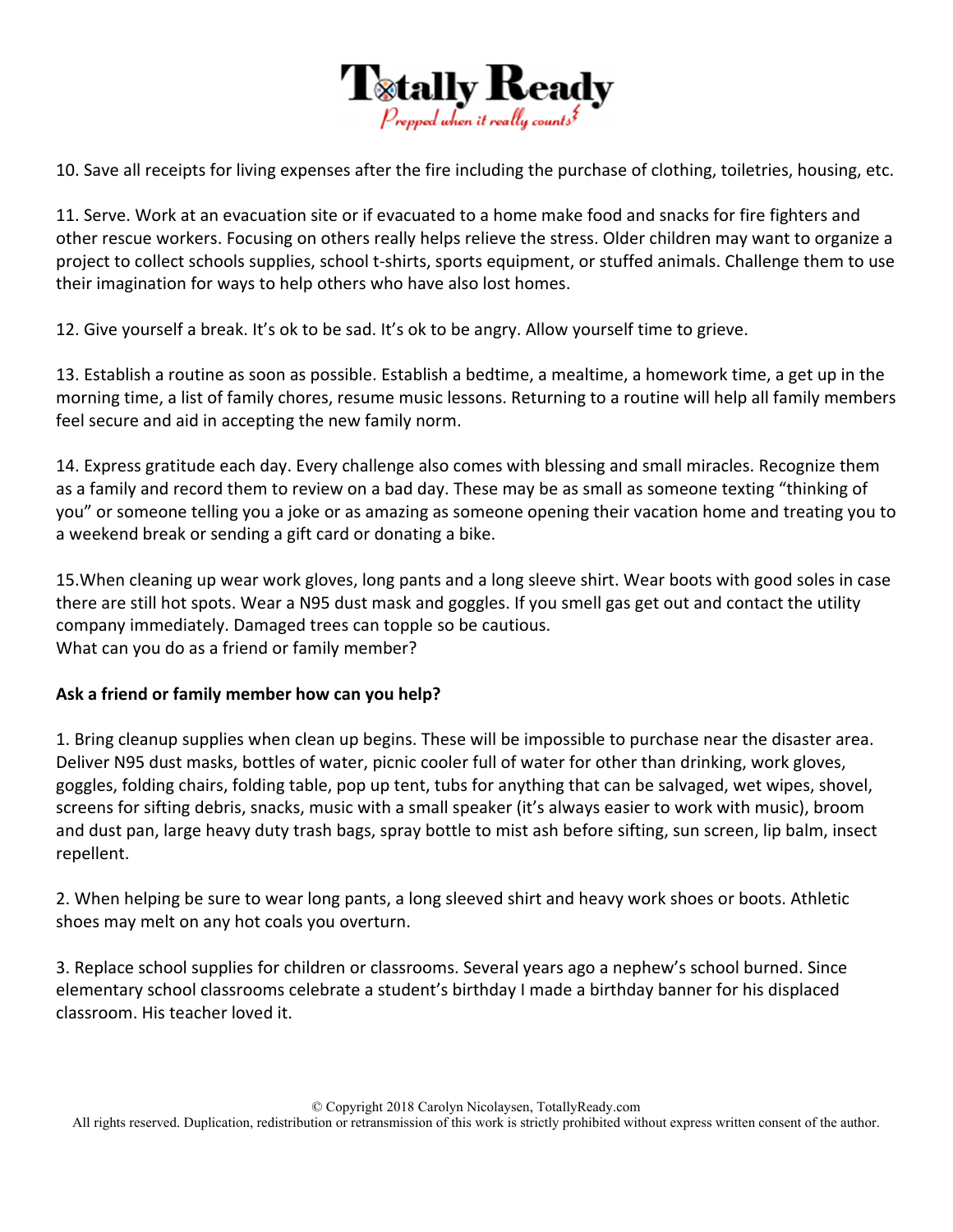10. Save all receipts for living expenses after the fire including the purchase of clothing, toiletries, housing, etc.

11. Serve. Work at an evacuation site or if evacuated to a home make food and snacks for fire fighters and other rescue workers. Focusing on others really helps relieve the stress. Older children may want to organize a project to collect schools supplies, school t-shirts, sports equipment, or stuffed animals. Challenge them to use their imagination for ways to help others who have also lost homes.

12. Give yourself a break. It's ok to be sad. It's ok to be angry. Allow yourself time to grieve.

13. Establish a routine as soon as possible. Establish a bedtime, a mealtime, a homework time, a get up in the morning time, a list of family chores, resume music lessons. Returning to a routine will help all family members feel secure and aid in accepting the new family norm.

14. Express gratitude each day. Every challenge also comes with blessing and small miracles. Recognize them as a family and record them to review on a bad day. These may be as small as someone texting "thinking of you" or someone telling you a joke or as amazing as someone opening their vacation home and treating you to a weekend break or sending a gift card or donating a bike.

15.When cleaning up wear work gloves, long pants and a long sleeve shirt. Wear boots with good soles in case there are still hot spots. Wear a N95 dust mask and goggles. If you smell gas get out and contact the utility company immediately. Damaged trees can topple so be cautious.
What can you do as a friend or family member?

**Ask a friend or family member how can you help?**

1. Bring cleanup supplies when clean up begins. These will be impossible to purchase near the disaster area. Deliver N95 dust masks, bottles of water, picnic cooler full of water for other than drinking, work gloves, goggles, folding chairs, folding table, pop up tent, tubs for anything that can be salvaged, wet wipes, shovel, screens for sifting debris, snacks, music with a small speaker (it's always easier to work with music), broom and dust pan, large heavy duty trash bags, spray bottle to mist ash before sifting, sun screen, lip balm, insect repellent.

2. When helping be sure to wear long pants, a long sleeved shirt and heavy work shoes or boots. Athletic shoes may melt on any hot coals you overturn.

3. Replace school supplies for children or classrooms. Several years ago a nephew's school burned. Since elementary school classrooms celebrate a student's birthday I made a birthday banner for his displaced classroom. His teacher loved it.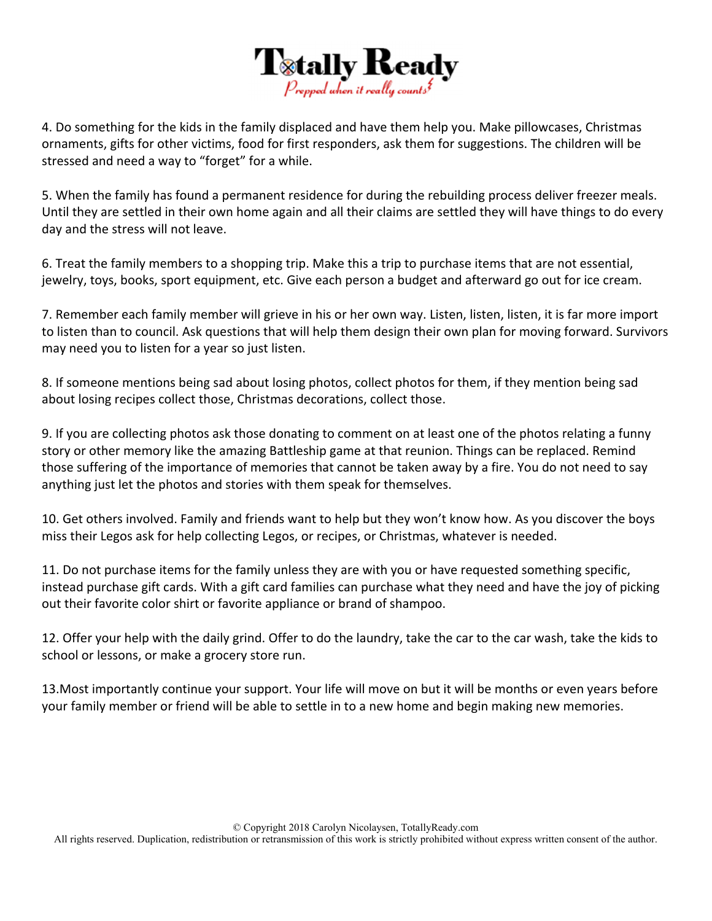4. Do something for the kids in the family displaced and have them help you. Make pillowcases, Christmas ornaments, gifts for other victims, food for first responders, ask them for suggestions. The children will be stressed and need a way to "forget" for a while.

5. When the family has found a permanent residence for during the rebuilding process deliver freezer meals. Until they are settled in their own home again and all their claims are settled they will have things to do every day and the stress will not leave.

6. Treat the family members to a shopping trip. Make this a trip to purchase items that are not essential, jewelry, toys, books, sport equipment, etc. Give each person a budget and afterward go out for ice cream.

7. Remember each family member will grieve in his or her own way. Listen, listen, listen, it is far more import to listen than to council. Ask questions that will help them design their own plan for moving forward. Survivors may need you to listen for a year so just listen.

8. If someone mentions being sad about losing photos, collect photos for them, if they mention being sad about losing recipes collect those, Christmas decorations, collect those.

9. If you are collecting photos ask those donating to comment on at least one of the photos relating a funny story or other memory like the amazing Battleship game at that reunion. Things can be replaced. Remind those suffering of the importance of memories that cannot be taken away by a fire. You do not need to say anything just let the photos and stories with them speak for themselves.

10. Get others involved. Family and friends want to help but they won't know how. As you discover the boys miss their Legos ask for help collecting Legos, or recipes, or Christmas, whatever is needed.

11. Do not purchase items for the family unless they are with you or have requested something specific, instead purchase gift cards. With a gift card families can purchase what they need and have the joy of picking out their favorite color shirt or favorite appliance or brand of shampoo.

12. Offer your help with the daily grind. Offer to do the laundry, take the car to the car wash, take the kids to school or lessons, or make a grocery store run.

13.Most importantly continue your support. Your life will move on but it will be months or even years before your family member or friend will be able to settle in to a new home and begin making new memories.